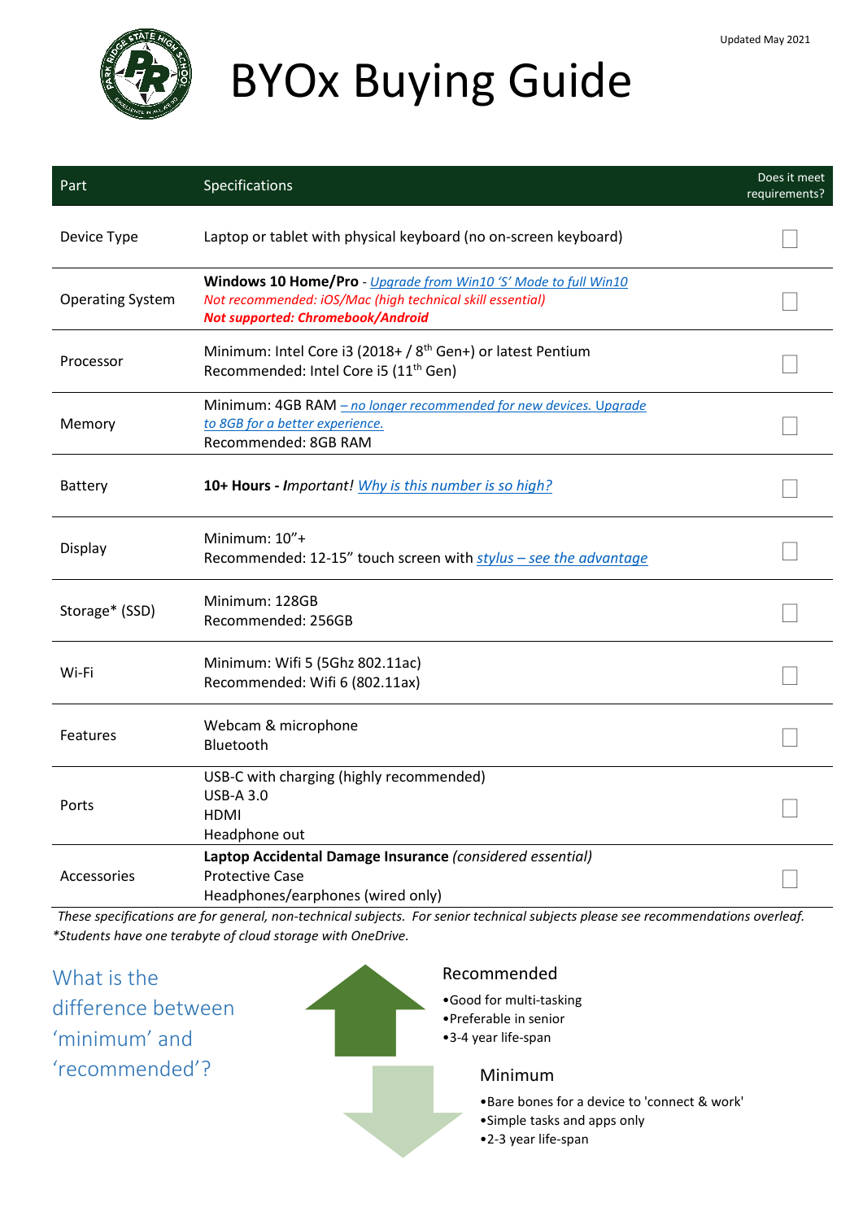Updated May 2021

# BYOx Buying Guide

| Part | Specifications | Does it meet requirements? |
| --- | --- | --- |
| Device Type | Laptop or tablet with physical keyboard (no on-screen keyboard) | ☐ |
| Operating System | **Windows 10 Home/Pro** - *Upgrade from Win10 'S' Mode to full Win10*<br>*Not recommended: iOS/Mac (high technical skill essential)*<br>***Not supported: Chromebook/Android*** | ☐ |
| Processor | Minimum: Intel Core i3 (2018+ / 8th Gen+) or latest Pentium<br>Recommended: Intel Core i5 (11th Gen) | ☐ |
| Memory | Minimum: 4GB RAM *– no longer recommended for new devices.* *Upgrade to 8GB for a better experience.*<br>Recommended: 8GB RAM | ☐ |
| Battery | **10+ Hours - *I***mportant! *Why is this number is so high?* | ☐ |
| Display | Minimum: 10"+<br>Recommended: 12-15" touch screen with *stylus – see the advantage* | ☐ |
| Storage* (SSD) | Minimum: 128GB<br>Recommended: 256GB | ☐ |
| Wi-Fi | Minimum: Wifi 5 (5Ghz 802.11ac)<br>Recommended: Wifi 6 (802.11ax) | ☐ |
| Features | Webcam & microphone<br>Bluetooth | ☐ |
| Ports | USB-C with charging (highly recommended)<br>USB-A 3.0<br>HDMI<br>Headphone out | ☐ |
| Accessories | **Laptop Accidental Damage Insurance** *(considered essential)*<br>Protective Case<br>Headphones/earphones (wired only) | ☐ |

*These specifications are for general, non-technical subjects. For senior technical subjects please see recommendations overleaf.*
*\*Students have one terabyte of cloud storage with OneDrive.*

## What is the difference between 'minimum' and 'recommended'?

### Recommended

- Good for multi-tasking
- Preferable in senior
- 3-4 year life-span

### Minimum

- Bare bones for a device to 'connect & work'
- Simple tasks and apps only
- 2-3 year life-span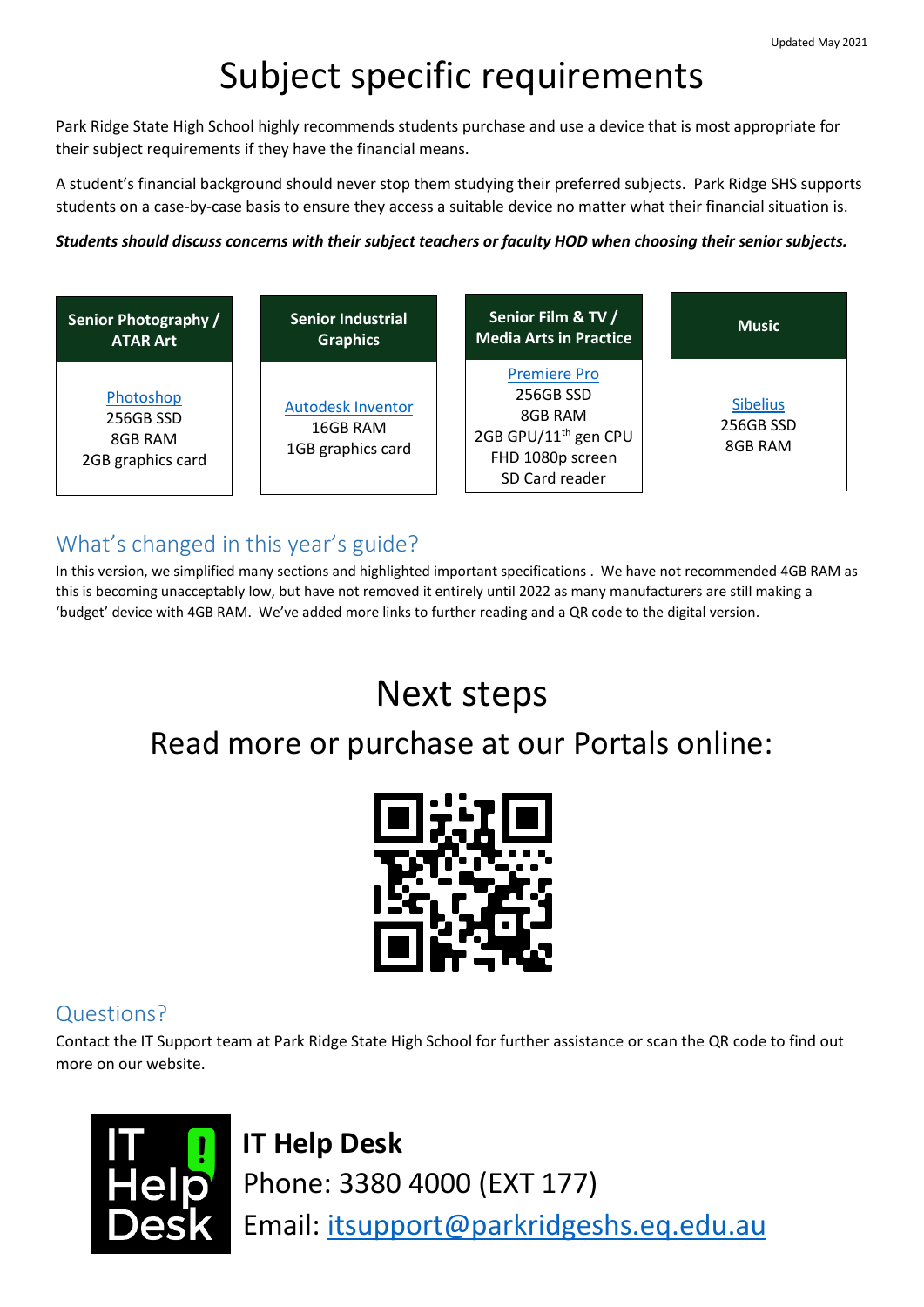Updated May 2021

# Subject specific requirements

Park Ridge State High School highly recommends students purchase and use a device that is most appropriate for their subject requirements if they have the financial means.

A student's financial background should never stop them studying their preferred subjects. Park Ridge SHS supports students on a case-by-case basis to ensure they access a suitable device no matter what their financial situation is.

***Students should discuss concerns with their subject teachers or faculty HOD when choosing their senior subjects.***

| Senior Photography / ATAR Art | Senior Industrial Graphics | Senior Film & TV / Media Arts in Practice | Music |
|---|---|---|---|
| Photoshop<br>256GB SSD<br>8GB RAM<br>2GB graphics card | Autodesk Inventor<br>16GB RAM<br>1GB graphics card | Premiere Pro<br>256GB SSD<br>8GB RAM<br>2GB GPU/11th gen CPU<br>FHD 1080p screen<br>SD Card reader | Sibelius<br>256GB SSD<br>8GB RAM |

## What's changed in this year's guide?

In this version, we simplified many sections and highlighted important specifications . We have not recommended 4GB RAM as this is becoming unacceptably low, but have not removed it entirely until 2022 as many manufacturers are still making a 'budget' device with 4GB RAM. We've added more links to further reading and a QR code to the digital version.

# Next steps

## Read more or purchase at our Portals online:

## Questions?

Contact the IT Support team at Park Ridge State High School for further assistance or scan the QR code to find out more on our website.

**IT Help Desk**
Phone: 3380 4000 (EXT 177)
Email: itsupport@parkridgeshs.eq.edu.au